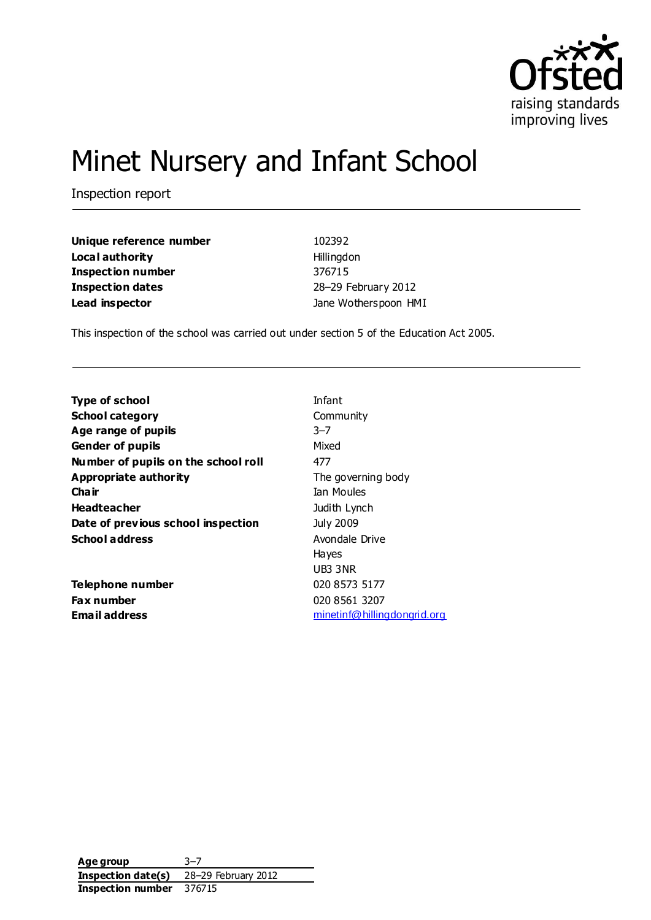# Minet Nursery and Infant School

Inspection report

| | |
|---|---|
| **Unique reference number** | 102392 |
| **Local authority** | Hillingdon |
| **Inspection number** | 376715 |
| **Inspection dates** | 28–29 February 2012 |
| **Lead inspector** | Jane Wotherspoon HMI |

This inspection of the school was carried out under section 5 of the Education Act 2005.

| | |
|---|---|
| **Type of school** | Infant |
| **School category** | Community |
| **Age range of pupils** | 3–7 |
| **Gender of pupils** | Mixed |
| **Number of pupils on the school roll** | 477 |
| **Appropriate authority** | The governing body |
| **Chair** | Ian Moules |
| **Headteacher** | Judith Lynch |
| **Date of previous school inspection** | July 2009 |
| **School address** | Avondale Drive<br>Hayes<br>UB3 3NR |
| **Telephone number** | 020 8573 5177 |
| **Fax number** | 020 8561 3207 |
| **Email address** | minetinf@hillingdongrid.org |

| | |
|---|---|
| **Age group** | 3–7 |
| **Inspection date(s)** | 28–29 February 2012 |
| **Inspection number** | 376715 |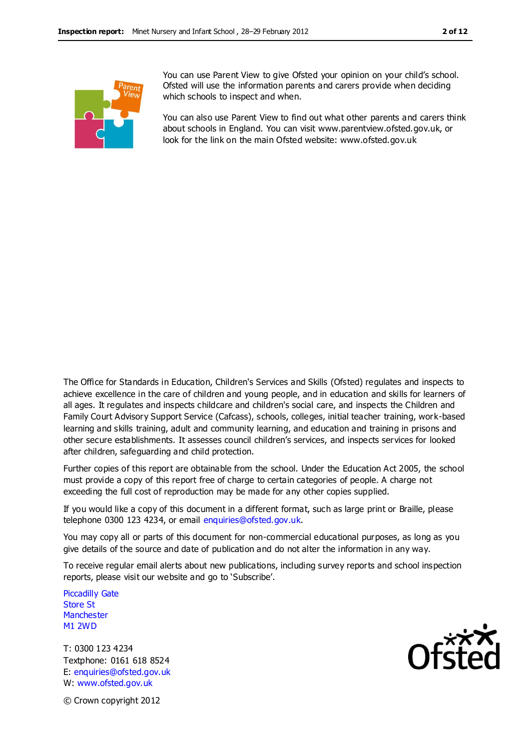You can use Parent View to give Ofsted your opinion on your child's school. Ofsted will use the information parents and carers provide when deciding which schools to inspect and when.

You can also use Parent View to find out what other parents and carers think about schools in England. You can visit www.parentview.ofsted.gov.uk, or look for the link on the main Ofsted website: www.ofsted.gov.uk

The Office for Standards in Education, Children's Services and Skills (Ofsted) regulates and inspects to achieve excellence in the care of children and young people, and in education and skills for learners of all ages. It regulates and inspects childcare and children's social care, and inspects the Children and Family Court Advisory Support Service (Cafcass), schools, colleges, initial teacher training, work-based learning and skills training, adult and community learning, and education and training in prisons and other secure establishments. It assesses council children's services, and inspects services for looked after children, safeguarding and child protection.

Further copies of this report are obtainable from the school. Under the Education Act 2005, the school must provide a copy of this report free of charge to certain categories of people. A charge not exceeding the full cost of reproduction may be made for any other copies supplied.

If you would like a copy of this document in a different format, such as large print or Braille, please telephone 0300 123 4234, or email enquiries@ofsted.gov.uk.

You may copy all or parts of this document for non-commercial educational purposes, as long as you give details of the source and date of publication and do not alter the information in any way.

To receive regular email alerts about new publications, including survey reports and school inspection reports, please visit our website and go to 'Subscribe'.

Piccadilly Gate
Store St
Manchester
M1 2WD

T: 0300 123 4234
Textphone: 0161 618 8524
E: enquiries@ofsted.gov.uk
W: www.ofsted.gov.uk

© Crown copyright 2012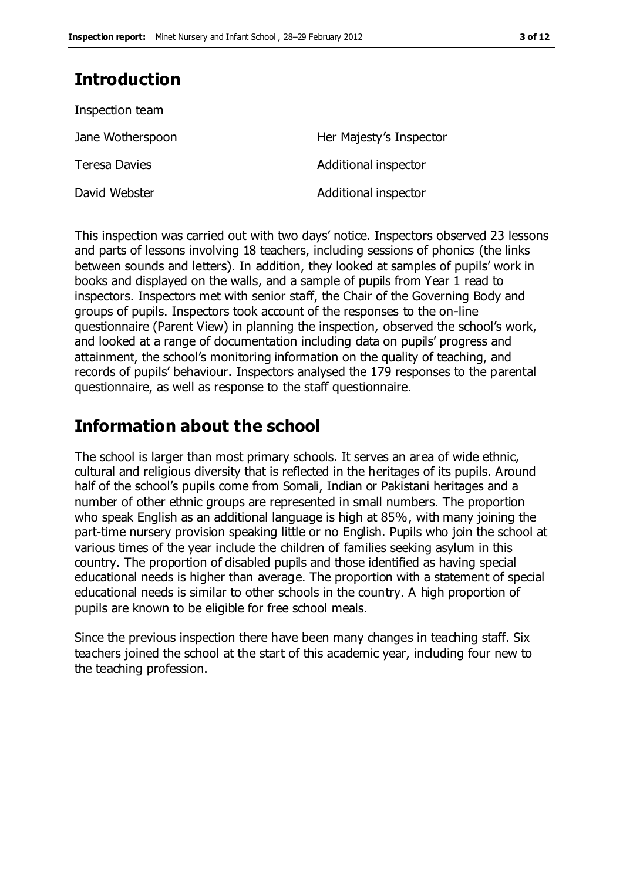# Introduction

Inspection team

| | |
|---|---|
| Jane Wotherspoon | Her Majesty's Inspector |
| Teresa Davies | Additional inspector |
| David Webster | Additional inspector |

This inspection was carried out with two days' notice. Inspectors observed 23 lessons and parts of lessons involving 18 teachers, including sessions of phonics (the links between sounds and letters). In addition, they looked at samples of pupils' work in books and displayed on the walls, and a sample of pupils from Year 1 read to inspectors. Inspectors met with senior staff, the Chair of the Governing Body and groups of pupils. Inspectors took account of the responses to the on-line questionnaire (Parent View) in planning the inspection, observed the school's work, and looked at a range of documentation including data on pupils' progress and attainment, the school's monitoring information on the quality of teaching, and records of pupils' behaviour. Inspectors analysed the 179 responses to the parental questionnaire, as well as response to the staff questionnaire.

# Information about the school

The school is larger than most primary schools. It serves an area of wide ethnic, cultural and religious diversity that is reflected in the heritages of its pupils. Around half of the school's pupils come from Somali, Indian or Pakistani heritages and a number of other ethnic groups are represented in small numbers. The proportion who speak English as an additional language is high at 85%, with many joining the part-time nursery provision speaking little or no English. Pupils who join the school at various times of the year include the children of families seeking asylum in this country. The proportion of disabled pupils and those identified as having special educational needs is higher than average. The proportion with a statement of special educational needs is similar to other schools in the country. A high proportion of pupils are known to be eligible for free school meals.

Since the previous inspection there have been many changes in teaching staff. Six teachers joined the school at the start of this academic year, including four new to the teaching profession.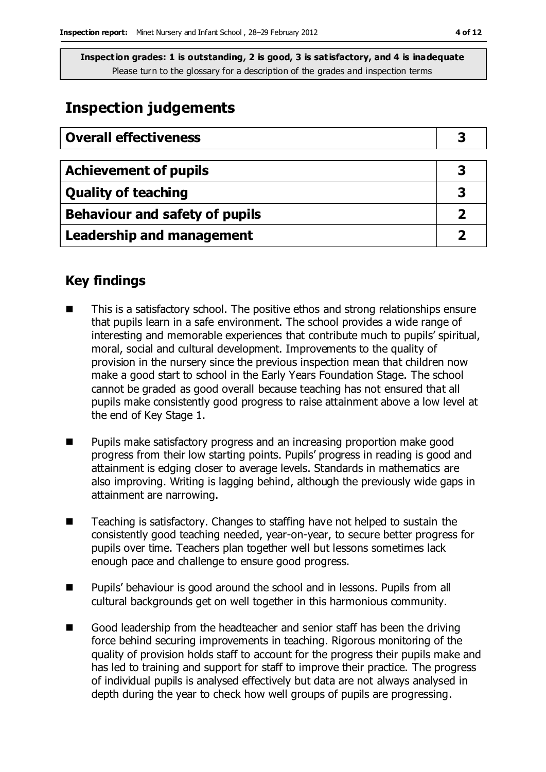**Inspection grades: 1 is outstanding, 2 is good, 3 is satisfactory, and 4 is inadequate**
Please turn to the glossary for a description of the grades and inspection terms

## Inspection judgements

| Overall effectiveness | 3 |
|---|---|
| **Achievement of pupils** | 3 |
| **Quality of teaching** | 3 |
| **Behaviour and safety of pupils** | 2 |
| **Leadership and management** | 2 |

### Key findings

- This is a satisfactory school. The positive ethos and strong relationships ensure that pupils learn in a safe environment. The school provides a wide range of interesting and memorable experiences that contribute much to pupils' spiritual, moral, social and cultural development. Improvements to the quality of provision in the nursery since the previous inspection mean that children now make a good start to school in the Early Years Foundation Stage. The school cannot be graded as good overall because teaching has not ensured that all pupils make consistently good progress to raise attainment above a low level at the end of Key Stage 1.
- Pupils make satisfactory progress and an increasing proportion make good progress from their low starting points. Pupils' progress in reading is good and attainment is edging closer to average levels. Standards in mathematics are also improving. Writing is lagging behind, although the previously wide gaps in attainment are narrowing.
- Teaching is satisfactory. Changes to staffing have not helped to sustain the consistently good teaching needed, year-on-year, to secure better progress for pupils over time. Teachers plan together well but lessons sometimes lack enough pace and challenge to ensure good progress.
- Pupils' behaviour is good around the school and in lessons. Pupils from all cultural backgrounds get on well together in this harmonious community.
- Good leadership from the headteacher and senior staff has been the driving force behind securing improvements in teaching. Rigorous monitoring of the quality of provision holds staff to account for the progress their pupils make and has led to training and support for staff to improve their practice. The progress of individual pupils is analysed effectively but data are not always analysed in depth during the year to check how well groups of pupils are progressing.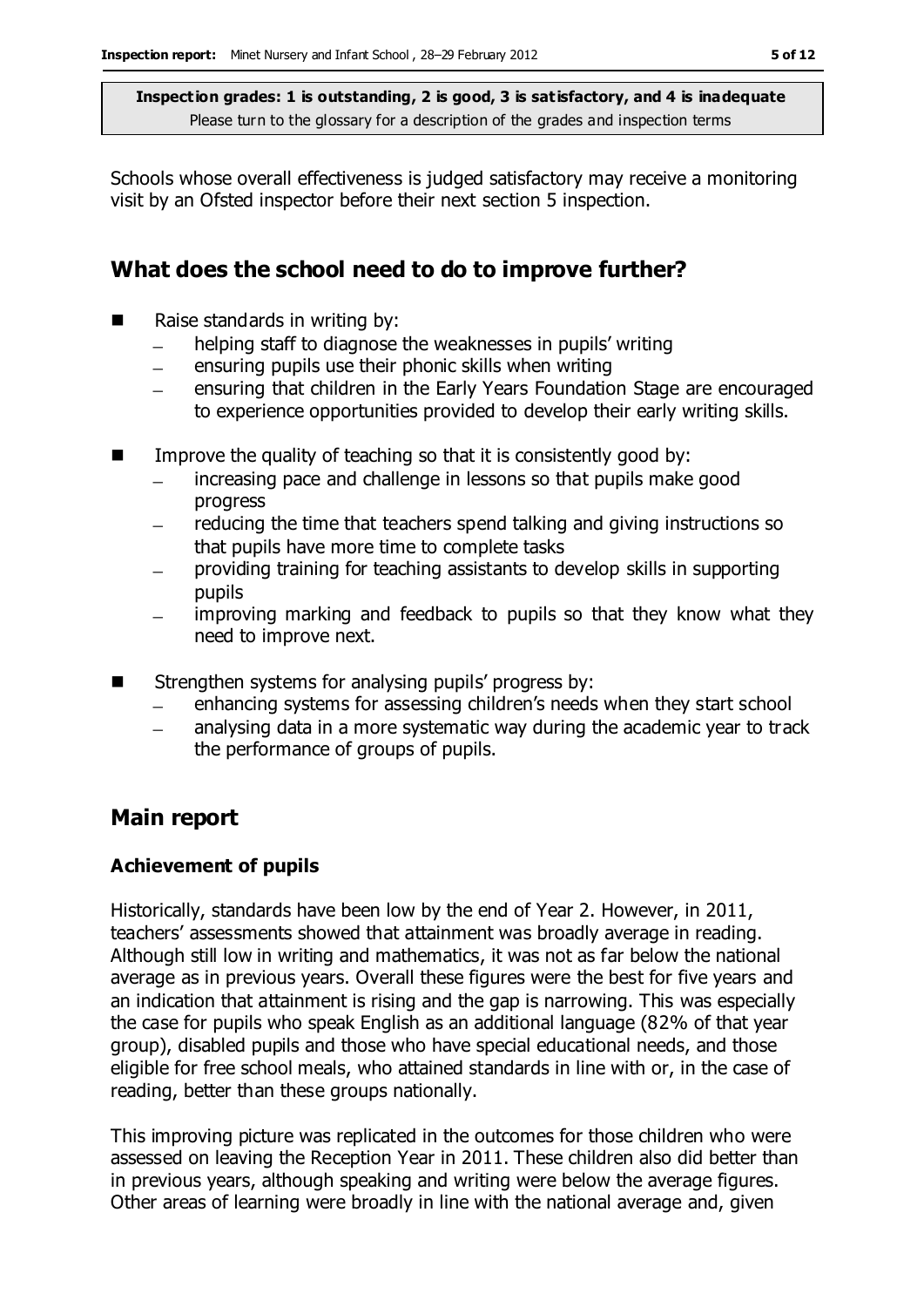**Inspection grades: 1 is outstanding, 2 is good, 3 is satisfactory, and 4 is inadequate**
Please turn to the glossary for a description of the grades and inspection terms

Schools whose overall effectiveness is judged satisfactory may receive a monitoring visit by an Ofsted inspector before their next section 5 inspection.

## What does the school need to do to improve further?

- Raise standards in writing by:
  - helping staff to diagnose the weaknesses in pupils' writing
  - ensuring pupils use their phonic skills when writing
  - ensuring that children in the Early Years Foundation Stage are encouraged to experience opportunities provided to develop their early writing skills.
- Improve the quality of teaching so that it is consistently good by:
  - increasing pace and challenge in lessons so that pupils make good progress
  - reducing the time that teachers spend talking and giving instructions so that pupils have more time to complete tasks
  - providing training for teaching assistants to develop skills in supporting pupils
  - improving marking and feedback to pupils so that they know what they need to improve next.
- Strengthen systems for analysing pupils' progress by:
  - enhancing systems for assessing children's needs when they start school
  - analysing data in a more systematic way during the academic year to track the performance of groups of pupils.

## Main report

### Achievement of pupils

Historically, standards have been low by the end of Year 2. However, in 2011, teachers' assessments showed that attainment was broadly average in reading. Although still low in writing and mathematics, it was not as far below the national average as in previous years. Overall these figures were the best for five years and an indication that attainment is rising and the gap is narrowing. This was especially the case for pupils who speak English as an additional language (82% of that year group), disabled pupils and those who have special educational needs, and those eligible for free school meals, who attained standards in line with or, in the case of reading, better than these groups nationally.

This improving picture was replicated in the outcomes for those children who were assessed on leaving the Reception Year in 2011. These children also did better than in previous years, although speaking and writing were below the average figures. Other areas of learning were broadly in line with the national average and, given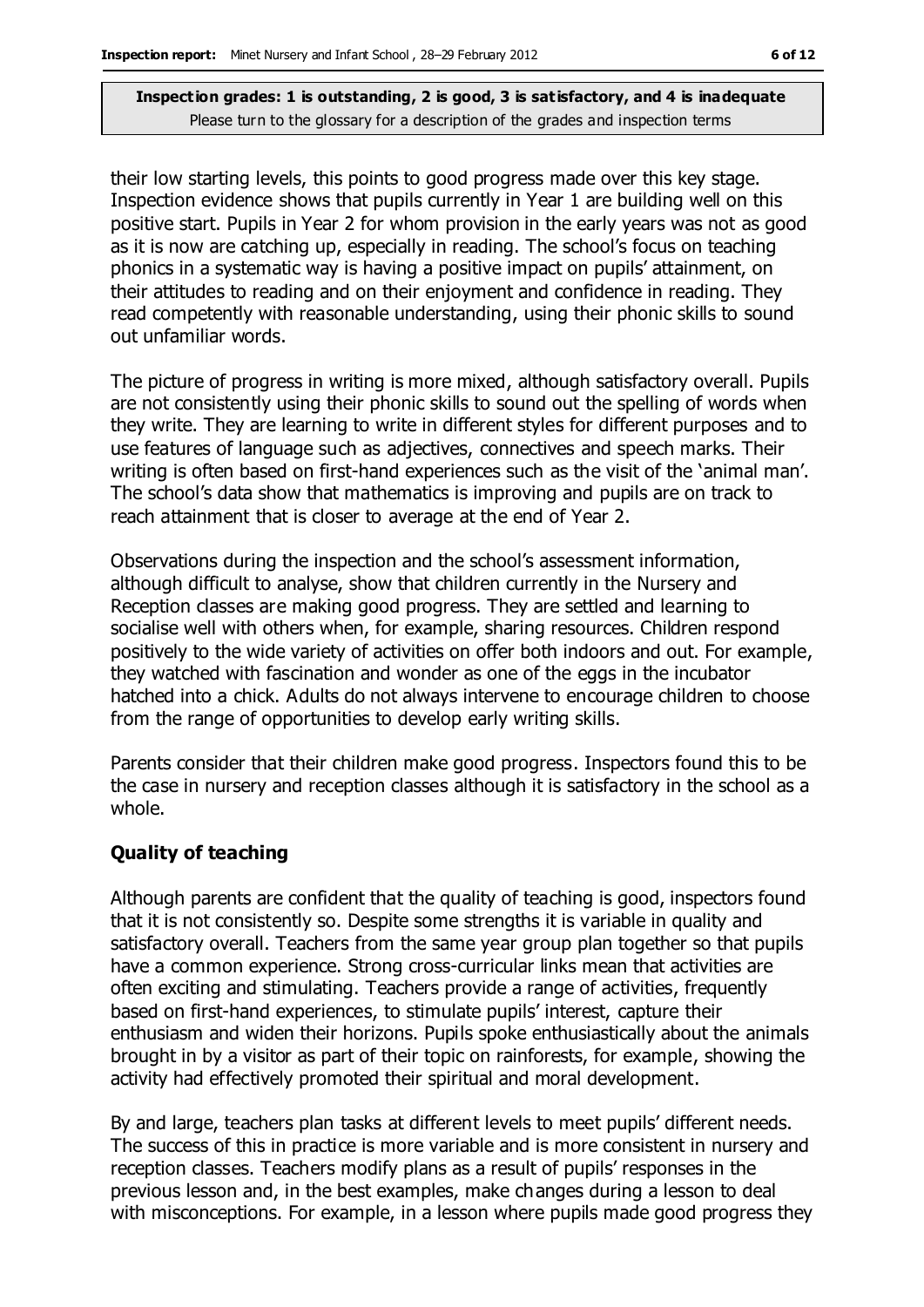their low starting levels, this points to good progress made over this key stage. Inspection evidence shows that pupils currently in Year 1 are building well on this positive start. Pupils in Year 2 for whom provision in the early years was not as good as it is now are catching up, especially in reading. The school's focus on teaching phonics in a systematic way is having a positive impact on pupils' attainment, on their attitudes to reading and on their enjoyment and confidence in reading. They read competently with reasonable understanding, using their phonic skills to sound out unfamiliar words.

The picture of progress in writing is more mixed, although satisfactory overall. Pupils are not consistently using their phonic skills to sound out the spelling of words when they write. They are learning to write in different styles for different purposes and to use features of language such as adjectives, connectives and speech marks. Their writing is often based on first-hand experiences such as the visit of the 'animal man'. The school's data show that mathematics is improving and pupils are on track to reach attainment that is closer to average at the end of Year 2.

Observations during the inspection and the school's assessment information, although difficult to analyse, show that children currently in the Nursery and Reception classes are making good progress. They are settled and learning to socialise well with others when, for example, sharing resources. Children respond positively to the wide variety of activities on offer both indoors and out. For example, they watched with fascination and wonder as one of the eggs in the incubator hatched into a chick. Adults do not always intervene to encourage children to choose from the range of opportunities to develop early writing skills.

Parents consider that their children make good progress. Inspectors found this to be the case in nursery and reception classes although it is satisfactory in the school as a whole.

### Quality of teaching

Although parents are confident that the quality of teaching is good, inspectors found that it is not consistently so. Despite some strengths it is variable in quality and satisfactory overall. Teachers from the same year group plan together so that pupils have a common experience. Strong cross-curricular links mean that activities are often exciting and stimulating. Teachers provide a range of activities, frequently based on first-hand experiences, to stimulate pupils' interest, capture their enthusiasm and widen their horizons. Pupils spoke enthusiastically about the animals brought in by a visitor as part of their topic on rainforests, for example, showing the activity had effectively promoted their spiritual and moral development.

By and large, teachers plan tasks at different levels to meet pupils' different needs. The success of this in practice is more variable and is more consistent in nursery and reception classes. Teachers modify plans as a result of pupils' responses in the previous lesson and, in the best examples, make changes during a lesson to deal with misconceptions. For example, in a lesson where pupils made good progress they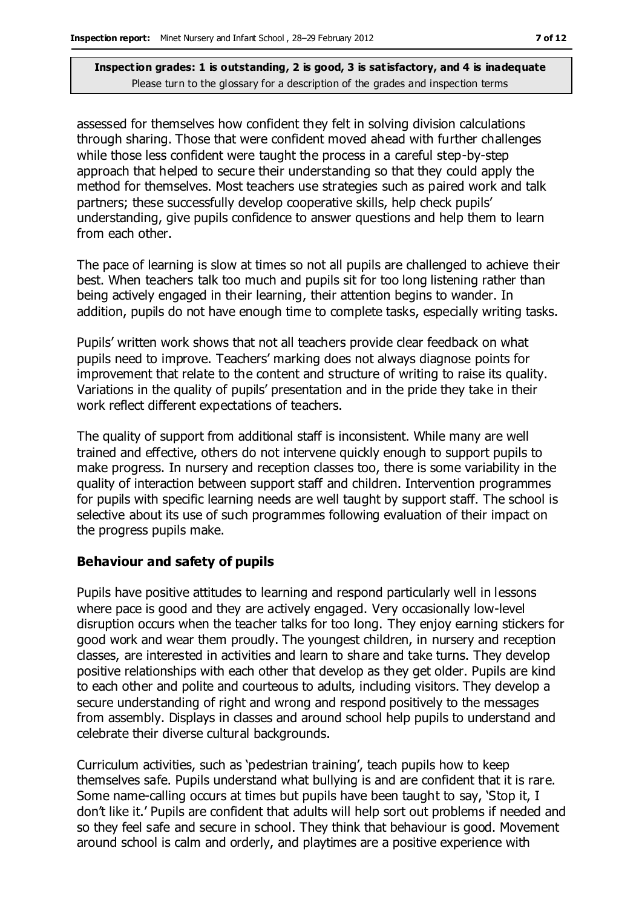assessed for themselves how confident they felt in solving division calculations through sharing. Those that were confident moved ahead with further challenges while those less confident were taught the process in a careful step-by-step approach that helped to secure their understanding so that they could apply the method for themselves. Most teachers use strategies such as paired work and talk partners; these successfully develop cooperative skills, help check pupils' understanding, give pupils confidence to answer questions and help them to learn from each other.

The pace of learning is slow at times so not all pupils are challenged to achieve their best. When teachers talk too much and pupils sit for too long listening rather than being actively engaged in their learning, their attention begins to wander. In addition, pupils do not have enough time to complete tasks, especially writing tasks.

Pupils' written work shows that not all teachers provide clear feedback on what pupils need to improve. Teachers' marking does not always diagnose points for improvement that relate to the content and structure of writing to raise its quality. Variations in the quality of pupils' presentation and in the pride they take in their work reflect different expectations of teachers.

The quality of support from additional staff is inconsistent. While many are well trained and effective, others do not intervene quickly enough to support pupils to make progress. In nursery and reception classes too, there is some variability in the quality of interaction between support staff and children. Intervention programmes for pupils with specific learning needs are well taught by support staff. The school is selective about its use of such programmes following evaluation of their impact on the progress pupils make.

### Behaviour and safety of pupils

Pupils have positive attitudes to learning and respond particularly well in lessons where pace is good and they are actively engaged. Very occasionally low-level disruption occurs when the teacher talks for too long. They enjoy earning stickers for good work and wear them proudly. The youngest children, in nursery and reception classes, are interested in activities and learn to share and take turns. They develop positive relationships with each other that develop as they get older. Pupils are kind to each other and polite and courteous to adults, including visitors. They develop a secure understanding of right and wrong and respond positively to the messages from assembly. Displays in classes and around school help pupils to understand and celebrate their diverse cultural backgrounds.

Curriculum activities, such as 'pedestrian training', teach pupils how to keep themselves safe. Pupils understand what bullying is and are confident that it is rare. Some name-calling occurs at times but pupils have been taught to say, 'Stop it, I don't like it.' Pupils are confident that adults will help sort out problems if needed and so they feel safe and secure in school. They think that behaviour is good. Movement around school is calm and orderly, and playtimes are a positive experience with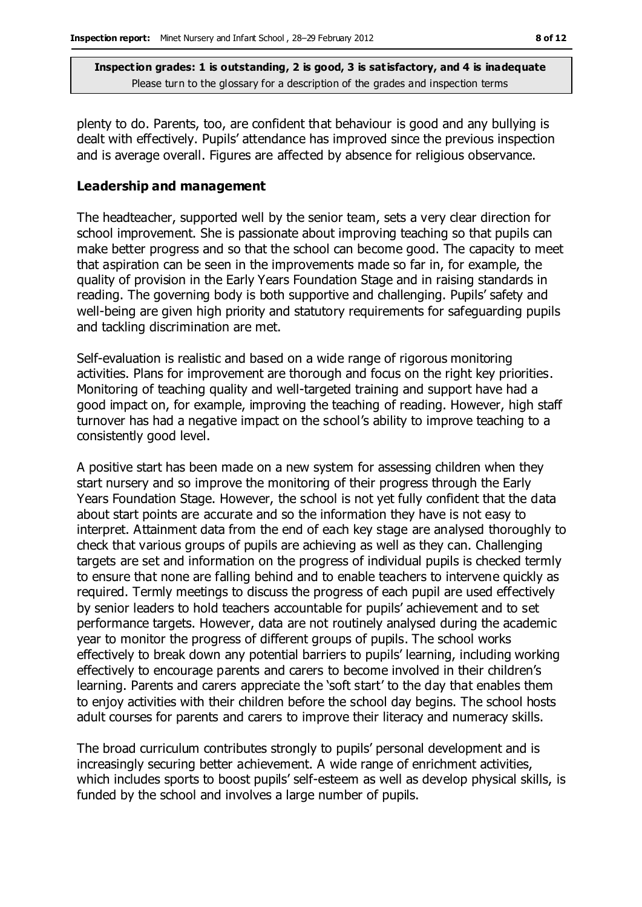plenty to do. Parents, too, are confident that behaviour is good and any bullying is dealt with effectively. Pupils' attendance has improved since the previous inspection and is average overall. Figures are affected by absence for religious observance.

### Leadership and management

The headteacher, supported well by the senior team, sets a very clear direction for school improvement. She is passionate about improving teaching so that pupils can make better progress and so that the school can become good. The capacity to meet that aspiration can be seen in the improvements made so far in, for example, the quality of provision in the Early Years Foundation Stage and in raising standards in reading. The governing body is both supportive and challenging. Pupils' safety and well-being are given high priority and statutory requirements for safeguarding pupils and tackling discrimination are met.

Self-evaluation is realistic and based on a wide range of rigorous monitoring activities. Plans for improvement are thorough and focus on the right key priorities. Monitoring of teaching quality and well-targeted training and support have had a good impact on, for example, improving the teaching of reading. However, high staff turnover has had a negative impact on the school's ability to improve teaching to a consistently good level.

A positive start has been made on a new system for assessing children when they start nursery and so improve the monitoring of their progress through the Early Years Foundation Stage. However, the school is not yet fully confident that the data about start points are accurate and so the information they have is not easy to interpret. Attainment data from the end of each key stage are analysed thoroughly to check that various groups of pupils are achieving as well as they can. Challenging targets are set and information on the progress of individual pupils is checked termly to ensure that none are falling behind and to enable teachers to intervene quickly as required. Termly meetings to discuss the progress of each pupil are used effectively by senior leaders to hold teachers accountable for pupils' achievement and to set performance targets. However, data are not routinely analysed during the academic year to monitor the progress of different groups of pupils. The school works effectively to break down any potential barriers to pupils' learning, including working effectively to encourage parents and carers to become involved in their children's learning. Parents and carers appreciate the 'soft start' to the day that enables them to enjoy activities with their children before the school day begins. The school hosts adult courses for parents and carers to improve their literacy and numeracy skills.

The broad curriculum contributes strongly to pupils' personal development and is increasingly securing better achievement. A wide range of enrichment activities, which includes sports to boost pupils' self-esteem as well as develop physical skills, is funded by the school and involves a large number of pupils.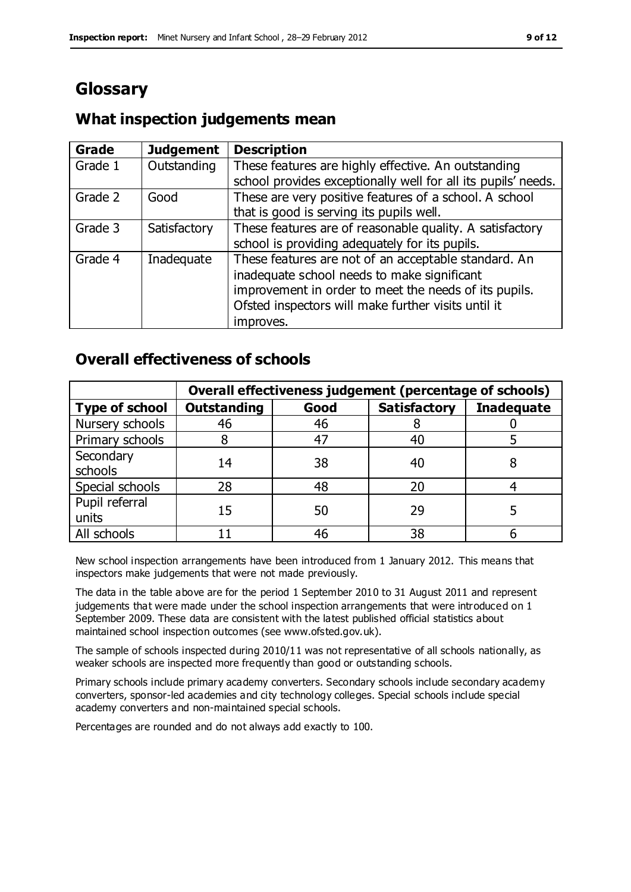# Glossary

## What inspection judgements mean

| Grade | Judgement | Description |
|---|---|---|
| Grade 1 | Outstanding | These features are highly effective. An outstanding school provides exceptionally well for all its pupils' needs. |
| Grade 2 | Good | These are very positive features of a school. A school that is good is serving its pupils well. |
| Grade 3 | Satisfactory | These features are of reasonable quality. A satisfactory school is providing adequately for its pupils. |
| Grade 4 | Inadequate | These features are not of an acceptable standard. An inadequate school needs to make significant improvement in order to meet the needs of its pupils. Ofsted inspectors will make further visits until it improves. |

## Overall effectiveness of schools

| | Overall effectiveness judgement (percentage of schools) | | | |
|---|---|---|---|---|
| **Type of school** | **Outstanding** | **Good** | **Satisfactory** | **Inadequate** |
| Nursery schools | 46 | 46 | 8 | 0 |
| Primary schools | 8 | 47 | 40 | 5 |
| Secondary schools | 14 | 38 | 40 | 8 |
| Special schools | 28 | 48 | 20 | 4 |
| Pupil referral units | 15 | 50 | 29 | 5 |
| All schools | 11 | 46 | 38 | 6 |

New school inspection arrangements have been introduced from 1 January 2012. This means that inspectors make judgements that were not made previously.

The data in the table above are for the period 1 September 2010 to 31 August 2011 and represent judgements that were made under the school inspection arrangements that were introduced on 1 September 2009. These data are consistent with the latest published official statistics about maintained school inspection outcomes (see www.ofsted.gov.uk).

The sample of schools inspected during 2010/11 was not representative of all schools nationally, as weaker schools are inspected more frequently than good or outstanding schools.

Primary schools include primary academy converters. Secondary schools include secondary academy converters, sponsor-led academies and city technology colleges. Special schools include special academy converters and non-maintained special schools.

Percentages are rounded and do not always add exactly to 100.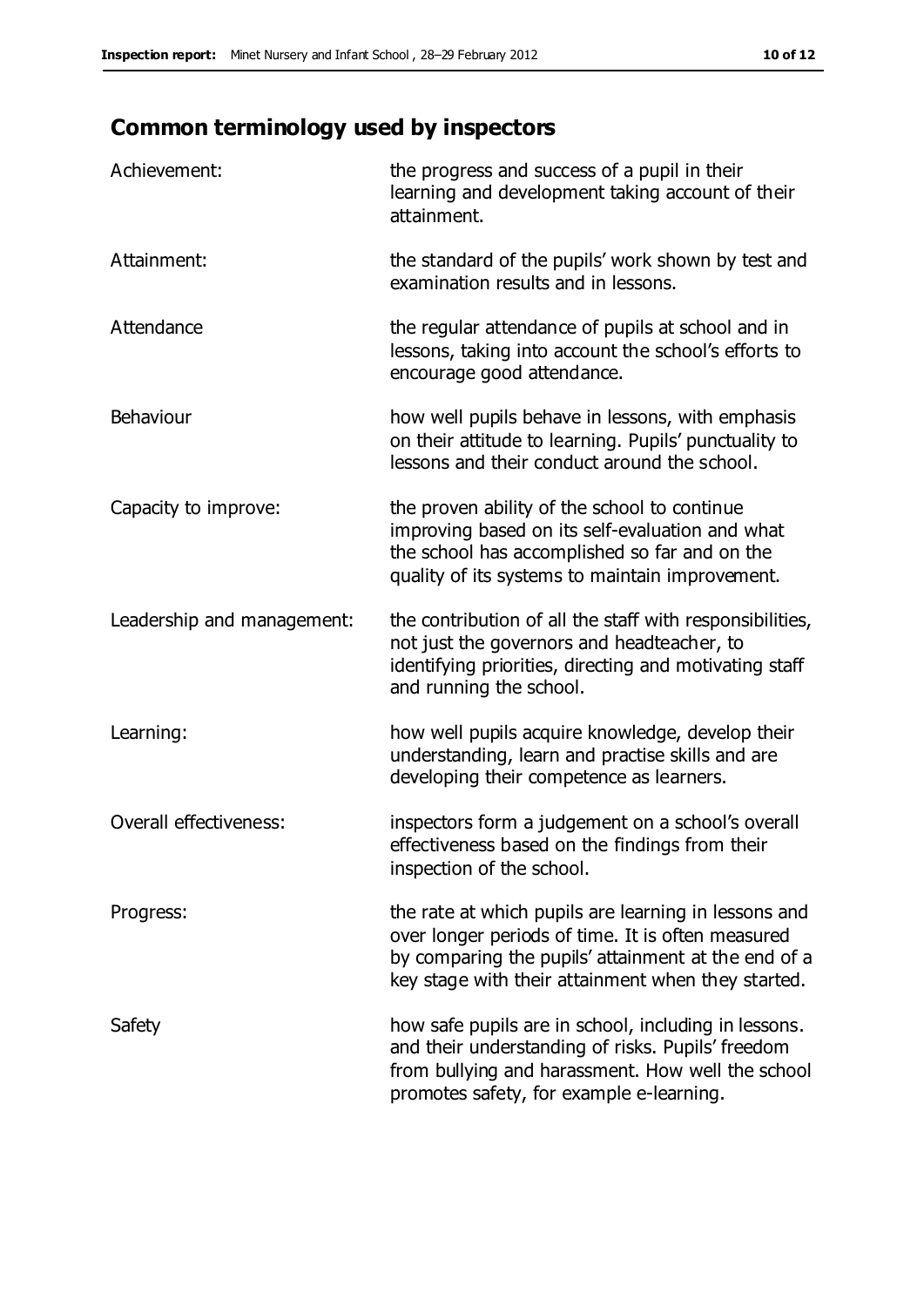## Common terminology used by inspectors

| | |
|---|---|
| Achievement: | the progress and success of a pupil in their learning and development taking account of their attainment. |
| Attainment: | the standard of the pupils' work shown by test and examination results and in lessons. |
| Attendance | the regular attendance of pupils at school and in lessons, taking into account the school's efforts to encourage good attendance. |
| Behaviour | how well pupils behave in lessons, with emphasis on their attitude to learning. Pupils' punctuality to lessons and their conduct around the school. |
| Capacity to improve: | the proven ability of the school to continue improving based on its self-evaluation and what the school has accomplished so far and on the quality of its systems to maintain improvement. |
| Leadership and management: | the contribution of all the staff with responsibilities, not just the governors and headteacher, to identifying priorities, directing and motivating staff and running the school. |
| Learning: | how well pupils acquire knowledge, develop their understanding, learn and practise skills and are developing their competence as learners. |
| Overall effectiveness: | inspectors form a judgement on a school's overall effectiveness based on the findings from their inspection of the school. |
| Progress: | the rate at which pupils are learning in lessons and over longer periods of time. It is often measured by comparing the pupils' attainment at the end of a key stage with their attainment when they started. |
| Safety | how safe pupils are in school, including in lessons. and their understanding of risks. Pupils' freedom from bullying and harassment. How well the school promotes safety, for example e-learning. |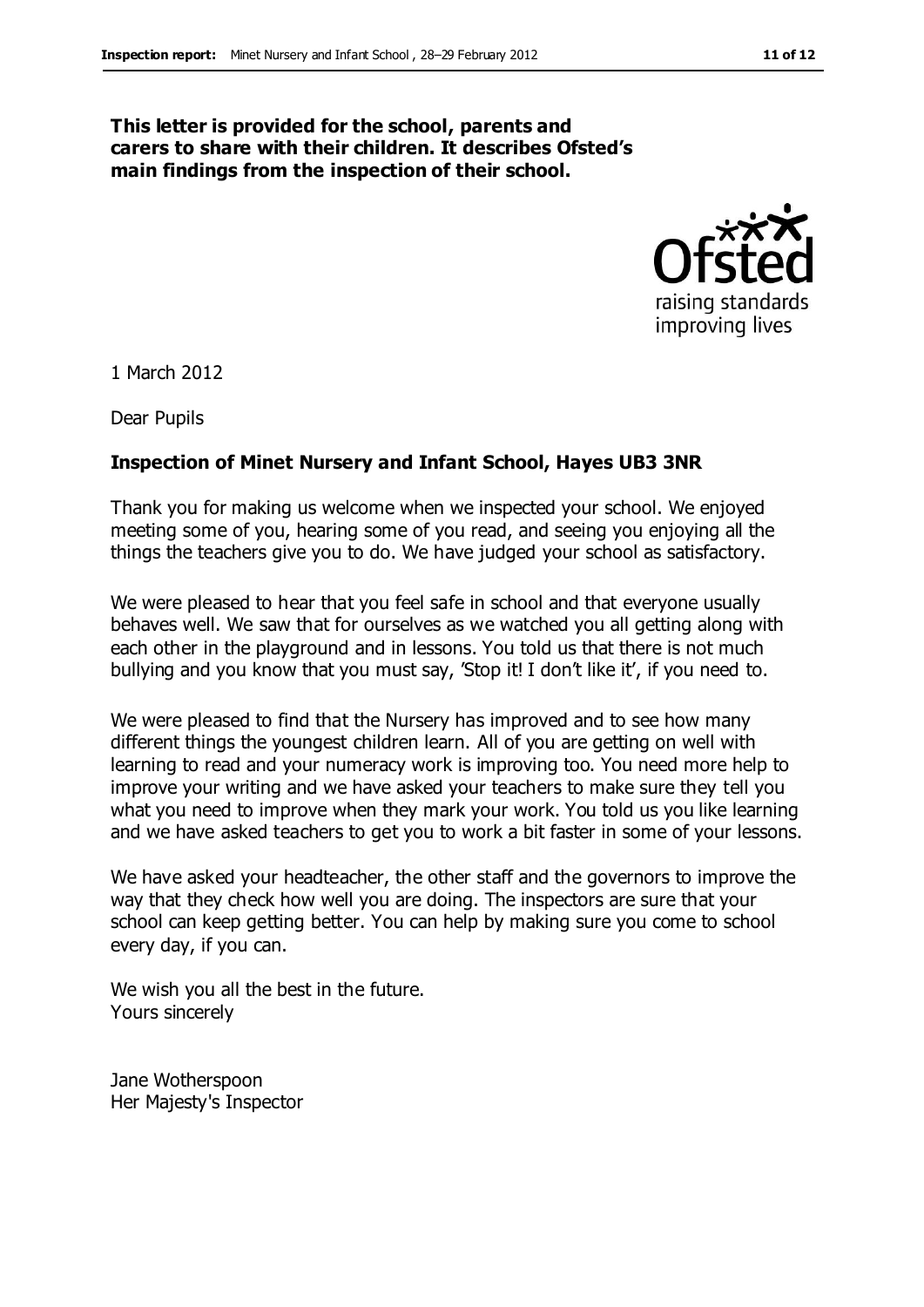**This letter is provided for the school, parents and carers to share with their children. It describes Ofsted's main findings from the inspection of their school.**

1 March 2012

Dear Pupils

**Inspection of Minet Nursery and Infant School, Hayes UB3 3NR**

Thank you for making us welcome when we inspected your school. We enjoyed meeting some of you, hearing some of you read, and seeing you enjoying all the things the teachers give you to do. We have judged your school as satisfactory.

We were pleased to hear that you feel safe in school and that everyone usually behaves well. We saw that for ourselves as we watched you all getting along with each other in the playground and in lessons. You told us that there is not much bullying and you know that you must say, 'Stop it! I don't like it', if you need to.

We were pleased to find that the Nursery has improved and to see how many different things the youngest children learn. All of you are getting on well with learning to read and your numeracy work is improving too. You need more help to improve your writing and we have asked your teachers to make sure they tell you what you need to improve when they mark your work. You told us you like learning and we have asked teachers to get you to work a bit faster in some of your lessons.

We have asked your headteacher, the other staff and the governors to improve the way that they check how well you are doing. The inspectors are sure that your school can keep getting better. You can help by making sure you come to school every day, if you can.

We wish you all the best in the future.
Yours sincerely

Jane Wotherspoon
Her Majesty's Inspector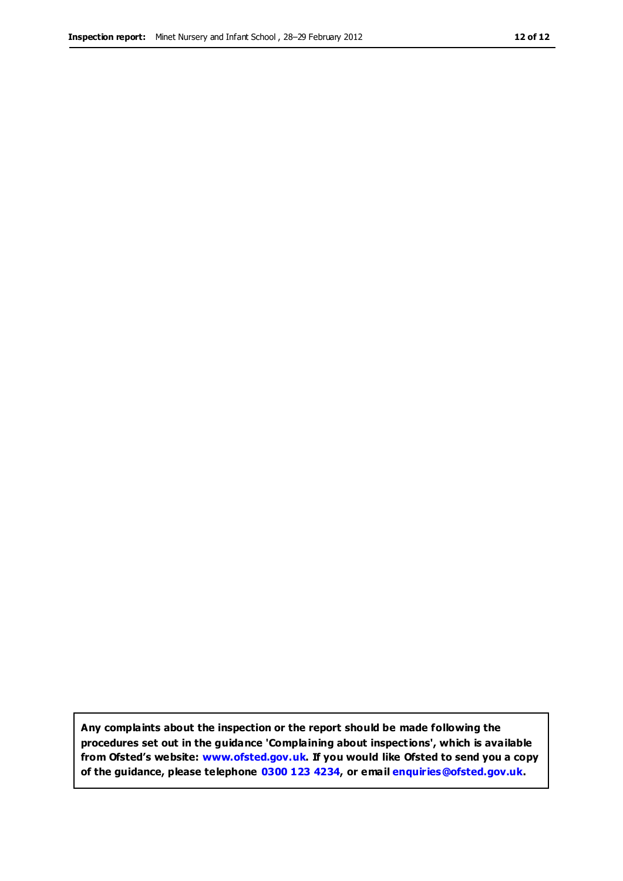**Any complaints about the inspection or the report should be made following the procedures set out in the guidance 'Complaining about inspections', which is available from Ofsted's website: www.ofsted.gov.uk. If you would like Ofsted to send you a copy of the guidance, please telephone 0300 123 4234, or email enquiries@ofsted.gov.uk.**